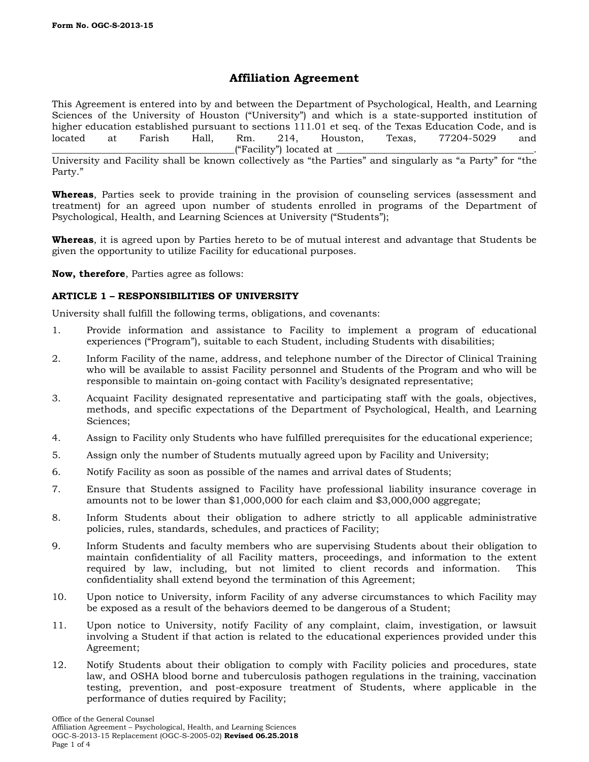Form No. OGC-S-2013-15

# Affiliation Agreement

This Agreement is entered into by and between the Department of Psychological, Health, and Learning Sciences of the University of Houston ("University") and which is a state-supported institution of higher education established pursuant to sections 111.01 et seq. of the Texas Education Code, and is located at Farish Hall, Rm. 214, Houston, Texas, 77204-5029 and \_\_\_\_\_\_\_\_\_\_\_\_\_\_\_\_\_\_\_\_\_\_\_\_\_\_\_\_\_\_\_\_\_\_\_\_\_\_("Facility") located at \_\_\_\_\_\_\_\_\_\_\_\_\_\_\_\_\_\_\_\_\_\_\_\_\_\_\_\_\_\_\_\_\_\_\_\_\_\_\_\_\_. University and Facility shall be known collectively as "the Parties" and singularly as "a Party" for "the Party."

**Whereas**, Parties seek to provide training in the provision of counseling services (assessment and treatment) for an agreed upon number of students enrolled in programs of the Department of Psychological, Health, and Learning Sciences at University ("Students");

**Whereas**, it is agreed upon by Parties hereto to be of mutual interest and advantage that Students be given the opportunity to utilize Facility for educational purposes.

**Now, therefore**, Parties agree as follows:

## ARTICLE 1 – RESPONSIBILITIES OF UNIVERSITY

University shall fulfill the following terms, obligations, and covenants:

1. Provide information and assistance to Facility to implement a program of educational experiences ("Program"), suitable to each Student, including Students with disabilities;
2. Inform Facility of the name, address, and telephone number of the Director of Clinical Training who will be available to assist Facility personnel and Students of the Program and who will be responsible to maintain on-going contact with Facility's designated representative;
3. Acquaint Facility designated representative and participating staff with the goals, objectives, methods, and specific expectations of the Department of Psychological, Health, and Learning Sciences;
4. Assign to Facility only Students who have fulfilled prerequisites for the educational experience;
5. Assign only the number of Students mutually agreed upon by Facility and University;
6. Notify Facility as soon as possible of the names and arrival dates of Students;
7. Ensure that Students assigned to Facility have professional liability insurance coverage in amounts not to be lower than $1,000,000 for each claim and $3,000,000 aggregate;
8. Inform Students about their obligation to adhere strictly to all applicable administrative policies, rules, standards, schedules, and practices of Facility;
9. Inform Students and faculty members who are supervising Students about their obligation to maintain confidentiality of all Facility matters, proceedings, and information to the extent required by law, including, but not limited to client records and information. This confidentiality shall extend beyond the termination of this Agreement;
10. Upon notice to University, inform Facility of any adverse circumstances to which Facility may be exposed as a result of the behaviors deemed to be dangerous of a Student;
11. Upon notice to University, notify Facility of any complaint, claim, investigation, or lawsuit involving a Student if that action is related to the educational experiences provided under this Agreement;
12. Notify Students about their obligation to comply with Facility policies and procedures, state law, and OSHA blood borne and tuberculosis pathogen regulations in the training, vaccination testing, prevention, and post-exposure treatment of Students, where applicable in the performance of duties required by Facility;

Office of the General Counsel
Affiliation Agreement – Psychological, Health, and Learning Sciences
OGC-S-2013-15 Replacement (OGC-S-2005-02) **Revised 06.25.2018**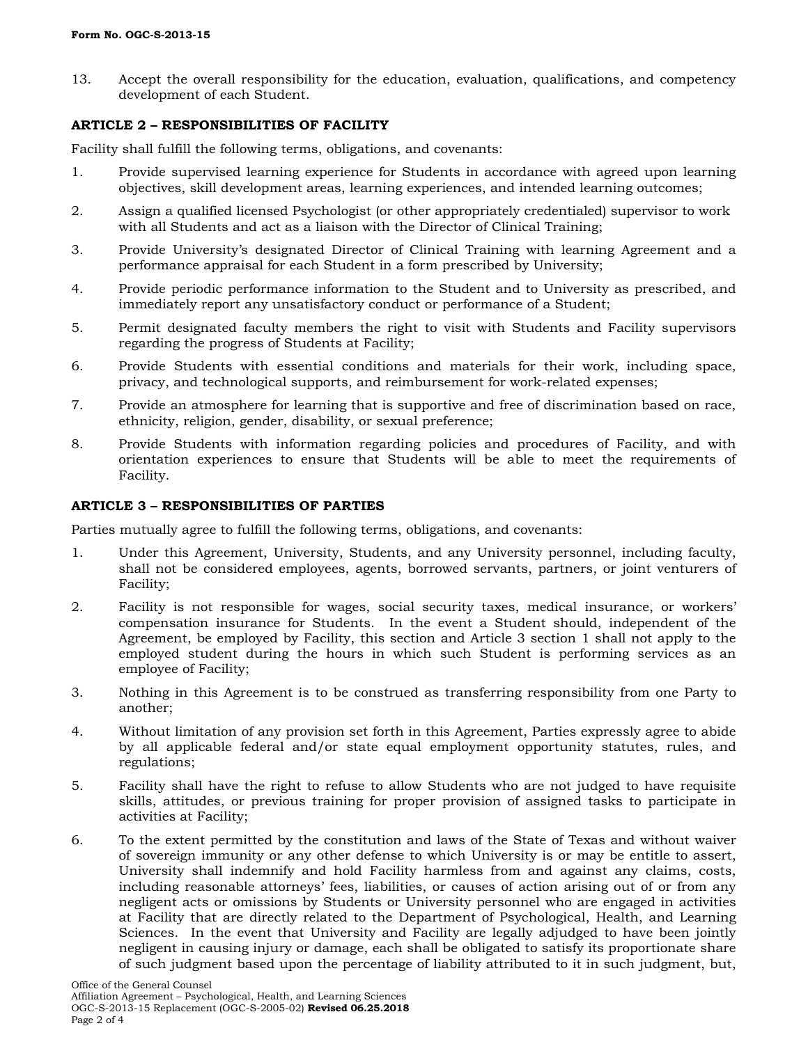13. Accept the overall responsibility for the education, evaluation, qualifications, and competency development of each Student.

**ARTICLE 2 – RESPONSIBILITIES OF FACILITY**

Facility shall fulfill the following terms, obligations, and covenants:

1. Provide supervised learning experience for Students in accordance with agreed upon learning objectives, skill development areas, learning experiences, and intended learning outcomes;
2. Assign a qualified licensed Psychologist (or other appropriately credentialed) supervisor to work with all Students and act as a liaison with the Director of Clinical Training;
3. Provide University's designated Director of Clinical Training with learning Agreement and a performance appraisal for each Student in a form prescribed by University;
4. Provide periodic performance information to the Student and to University as prescribed, and immediately report any unsatisfactory conduct or performance of a Student;
5. Permit designated faculty members the right to visit with Students and Facility supervisors regarding the progress of Students at Facility;
6. Provide Students with essential conditions and materials for their work, including space, privacy, and technological supports, and reimbursement for work-related expenses;
7. Provide an atmosphere for learning that is supportive and free of discrimination based on race, ethnicity, religion, gender, disability, or sexual preference;
8. Provide Students with information regarding policies and procedures of Facility, and with orientation experiences to ensure that Students will be able to meet the requirements of Facility.

**ARTICLE 3 – RESPONSIBILITIES OF PARTIES**

Parties mutually agree to fulfill the following terms, obligations, and covenants:

1. Under this Agreement, University, Students, and any University personnel, including faculty, shall not be considered employees, agents, borrowed servants, partners, or joint venturers of Facility;
2. Facility is not responsible for wages, social security taxes, medical insurance, or workers' compensation insurance for Students. In the event a Student should, independent of the Agreement, be employed by Facility, this section and Article 3 section 1 shall not apply to the employed student during the hours in which such Student is performing services as an employee of Facility;
3. Nothing in this Agreement is to be construed as transferring responsibility from one Party to another;
4. Without limitation of any provision set forth in this Agreement, Parties expressly agree to abide by all applicable federal and/or state equal employment opportunity statutes, rules, and regulations;
5. Facility shall have the right to refuse to allow Students who are not judged to have requisite skills, attitudes, or previous training for proper provision of assigned tasks to participate in activities at Facility;
6. To the extent permitted by the constitution and laws of the State of Texas and without waiver of sovereign immunity or any other defense to which University is or may be entitle to assert, University shall indemnify and hold Facility harmless from and against any claims, costs, including reasonable attorneys' fees, liabilities, or causes of action arising out of or from any negligent acts or omissions by Students or University personnel who are engaged in activities at Facility that are directly related to the Department of Psychological, Health, and Learning Sciences. In the event that University and Facility are legally adjudged to have been jointly negligent in causing injury or damage, each shall be obligated to satisfy its proportionate share of such judgment based upon the percentage of liability attributed to it in such judgment, but,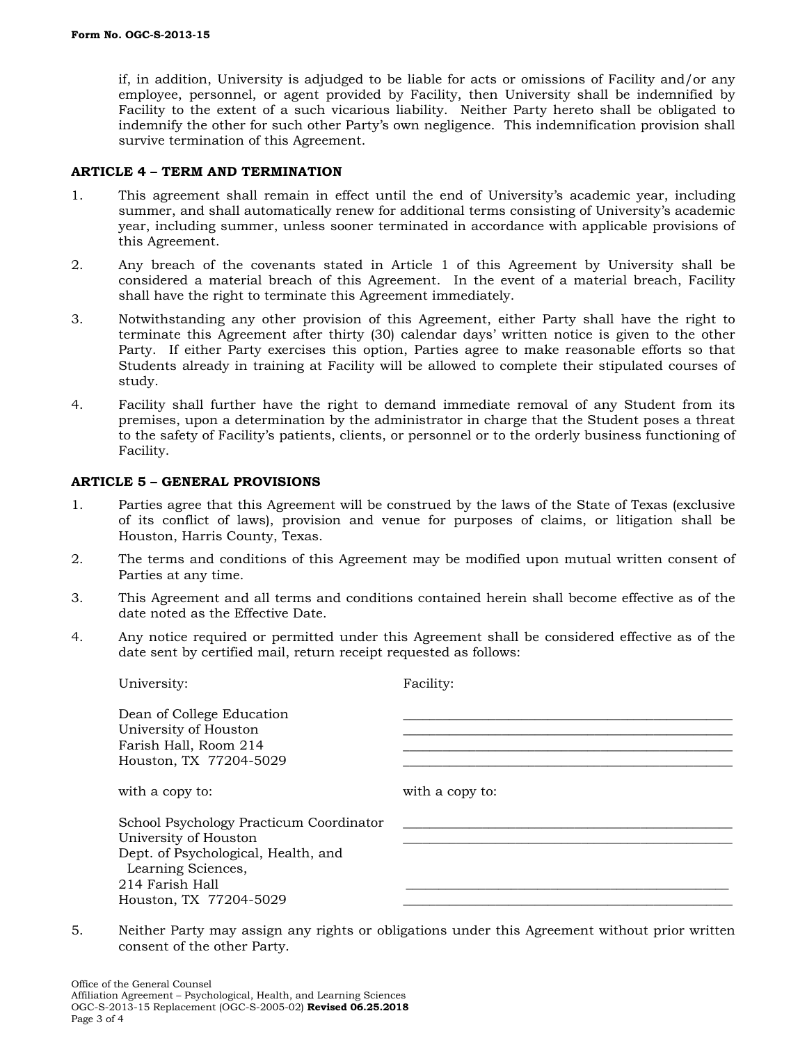if, in addition, University is adjudged to be liable for acts or omissions of Facility and/or any employee, personnel, or agent provided by Facility, then University shall be indemnified by Facility to the extent of a such vicarious liability. Neither Party hereto shall be obligated to indemnify the other for such other Party's own negligence. This indemnification provision shall survive termination of this Agreement.

**ARTICLE 4 – TERM AND TERMINATION**

1. This agreement shall remain in effect until the end of University's academic year, including summer, and shall automatically renew for additional terms consisting of University's academic year, including summer, unless sooner terminated in accordance with applicable provisions of this Agreement.
2. Any breach of the covenants stated in Article 1 of this Agreement by University shall be considered a material breach of this Agreement. In the event of a material breach, Facility shall have the right to terminate this Agreement immediately.
3. Notwithstanding any other provision of this Agreement, either Party shall have the right to terminate this Agreement after thirty (30) calendar days' written notice is given to the other Party. If either Party exercises this option, Parties agree to make reasonable efforts so that Students already in training at Facility will be allowed to complete their stipulated courses of study.
4. Facility shall further have the right to demand immediate removal of any Student from its premises, upon a determination by the administrator in charge that the Student poses a threat to the safety of Facility's patients, clients, or personnel or to the orderly business functioning of Facility.

**ARTICLE 5 – GENERAL PROVISIONS**

1. Parties agree that this Agreement will be construed by the laws of the State of Texas (exclusive of its conflict of laws), provision and venue for purposes of claims, or litigation shall be Houston, Harris County, Texas.
2. The terms and conditions of this Agreement may be modified upon mutual written consent of Parties at any time.
3. This Agreement and all terms and conditions contained herein shall become effective as of the date noted as the Effective Date.
4. Any notice required or permitted under this Agreement shall be considered effective as of the date sent by certified mail, return receipt requested as follows:

| University: | Facility: |
|---|---|
| Dean of College Education<br>University of Houston<br>Farish Hall, Room 214<br>Houston, TX 77204-5029 | \_\_\_\_\_\_\_\_\_\_\_\_\_\_\_\_\_\_\_\_\_\_\_\_<br>\_\_\_\_\_\_\_\_\_\_\_\_\_\_\_\_\_\_\_\_\_\_\_\_<br>\_\_\_\_\_\_\_\_\_\_\_\_\_\_\_\_\_\_\_\_\_\_\_\_<br>\_\_\_\_\_\_\_\_\_\_\_\_\_\_\_\_\_\_\_\_\_\_\_\_ |
| with a copy to: | with a copy to: |
| School Psychology Practicum Coordinator<br>University of Houston<br>Dept. of Psychological, Health, and Learning Sciences,<br>214 Farish Hall<br>Houston, TX 77204-5029 | \_\_\_\_\_\_\_\_\_\_\_\_\_\_\_\_\_\_\_\_\_\_\_\_<br>\_\_\_\_\_\_\_\_\_\_\_\_\_\_\_\_\_\_\_\_\_\_\_\_<br>\_\_\_\_\_\_\_\_\_\_\_\_\_\_\_\_\_\_\_\_\_\_\_\_<br>\_\_\_\_\_\_\_\_\_\_\_\_\_\_\_\_\_\_\_\_\_\_\_\_ |

5. Neither Party may assign any rights or obligations under this Agreement without prior written consent of the other Party.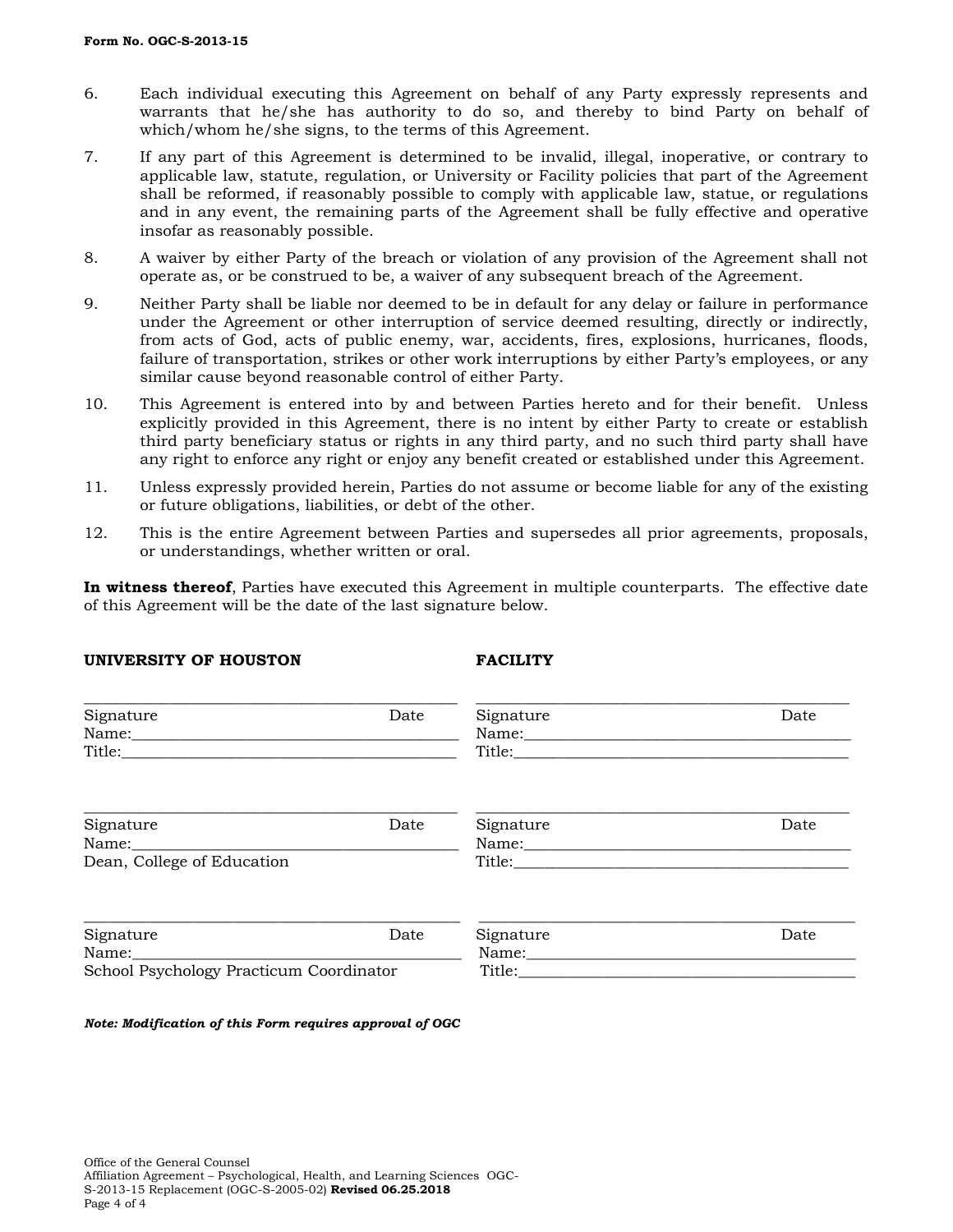6. Each individual executing this Agreement on behalf of any Party expressly represents and warrants that he/she has authority to do so, and thereby to bind Party on behalf of which/whom he/she signs, to the terms of this Agreement.

7. If any part of this Agreement is determined to be invalid, illegal, inoperative, or contrary to applicable law, statute, regulation, or University or Facility policies that part of the Agreement shall be reformed, if reasonably possible to comply with applicable law, statue, or regulations and in any event, the remaining parts of the Agreement shall be fully effective and operative insofar as reasonably possible.

8. A waiver by either Party of the breach or violation of any provision of the Agreement shall not operate as, or be construed to be, a waiver of any subsequent breach of the Agreement.

9. Neither Party shall be liable nor deemed to be in default for any delay or failure in performance under the Agreement or other interruption of service deemed resulting, directly or indirectly, from acts of God, acts of public enemy, war, accidents, fires, explosions, hurricanes, floods, failure of transportation, strikes or other work interruptions by either Party's employees, or any similar cause beyond reasonable control of either Party.

10. This Agreement is entered into by and between Parties hereto and for their benefit. Unless explicitly provided in this Agreement, there is no intent by either Party to create or establish third party beneficiary status or rights in any third party, and no such third party shall have any right to enforce any right or enjoy any benefit created or established under this Agreement.

11. Unless expressly provided herein, Parties do not assume or become liable for any of the existing or future obligations, liabilities, or debt of the other.

12. This is the entire Agreement between Parties and supersedes all prior agreements, proposals, or understandings, whether written or oral.

**In witness thereof**, Parties have executed this Agreement in multiple counterparts. The effective date of this Agreement will be the date of the last signature below.

**UNIVERSITY OF HOUSTON**

_____________________________________________
Signature Date
Name:_________________________________________
Title:_________________________________________

_____________________________________________
Signature Date
Name:_________________________________________
Dean, College of Education

_____________________________________________
Signature Date
Name:_________________________________________
School Psychology Practicum Coordinator

**FACILITY**

_____________________________________________
Signature Date
Name:_________________________________________
Title:_________________________________________

_____________________________________________
Signature Date
Name:_________________________________________
Title:_________________________________________

_____________________________________________
Signature Date
Name:_________________________________________
Title:_________________________________________

***Note: Modification of this Form requires approval of OGC***